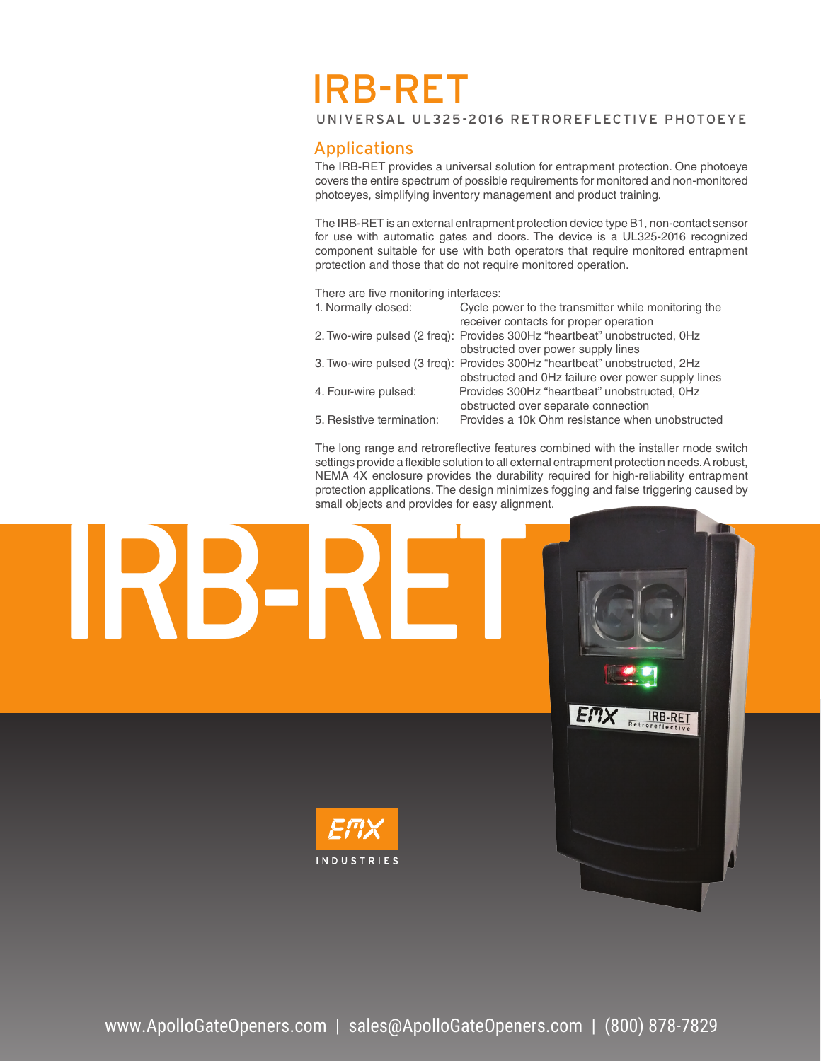# IRB-RET

UNIVERSAL UL325-2016 RETROREFLECTIVE PHOTOEYE

## Applications

The IRB-RET provides a universal solution for entrapment protection. One photoeye covers the entire spectrum of possible requirements for monitored and non-monitored photoeyes, simplifying inventory management and product training.

The IRB-RET is an external entrapment protection device type B1, non-contact sensor for use with automatic gates and doors. The device is a UL325-2016 recognized component suitable for use with both operators that require monitored entrapment protection and those that do not require monitored operation.

There are five monitoring interfaces:

| | |
|---|---|
| 1. Normally closed: | Cycle power to the transmitter while monitoring the receiver contacts for proper operation |
| 2. Two-wire pulsed (2 freq): | Provides 300Hz "heartbeat" unobstructed, 0Hz obstructed over power supply lines |
| 3. Two-wire pulsed (3 freq): | Provides 300Hz "heartbeat" unobstructed, 2Hz obstructed and 0Hz failure over power supply lines |
| 4. Four-wire pulsed: | Provides 300Hz "heartbeat" unobstructed, 0Hz obstructed over separate connection |
| 5. Resistive termination: | Provides a 10k Ohm resistance when unobstructed |

The long range and retroreflective features combined with the installer mode switch settings provide a flexible solution to all external entrapment protection needs. A robust, NEMA 4X enclosure provides the durability required for high-reliability entrapment protection applications. The design minimizes fogging and false triggering caused by small objects and provides for easy alignment.

IRB-RET

EMX INDUSTRIES

www.ApolloGateOpeners.com | sales@ApolloGateOpeners.com | (800) 878-7829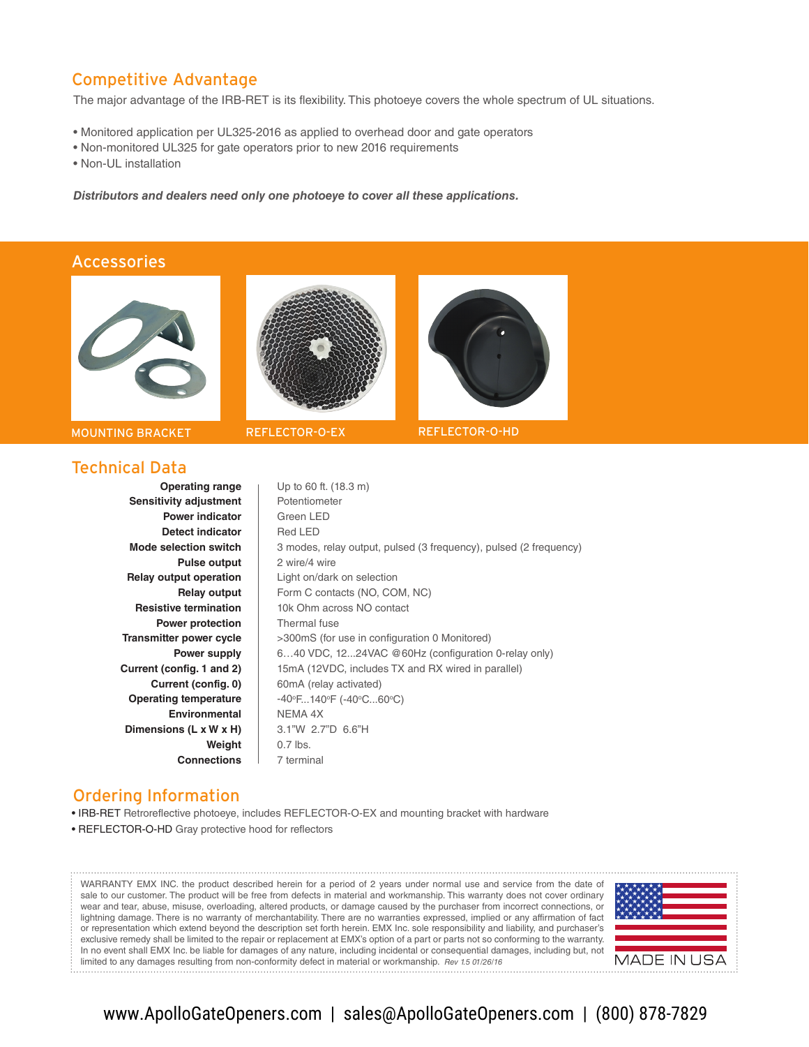## Competitive Advantage

The major advantage of the IRB-RET is its flexibility. This photoeye covers the whole spectrum of UL situations.

- Monitored application per UL325-2016 as applied to overhead door and gate operators
- Non-monitored UL325 for gate operators prior to new 2016 requirements
- Non-UL installation

***Distributors and dealers need only one photoeye to cover all these applications.***

## Accessories

MOUNTING BRACKET

REFLECTOR-O-EX

REFLECTOR-O-HD

## Technical Data

| | |
|---|---|
| **Operating range** | Up to 60 ft. (18.3 m) |
| **Sensitivity adjustment** | Potentiometer |
| **Power indicator** | Green LED |
| **Detect indicator** | Red LED |
| **Mode selection switch** | 3 modes, relay output, pulsed (3 frequency), pulsed (2 frequency) |
| **Pulse output** | 2 wire/4 wire |
| **Relay output operation** | Light on/dark on selection |
| **Relay output** | Form C contacts (NO, COM, NC) |
| **Resistive termination** | 10k Ohm across NO contact |
| **Power protection** | Thermal fuse |
| **Transmitter power cycle** | >300mS (for use in configuration 0 Monitored) |
| **Power supply** | 6…40 VDC, 12...24VAC @60Hz (configuration 0-relay only) |
| **Current (config. 1 and 2)** | 15mA (12VDC, includes TX and RX wired in parallel) |
| **Current (config. 0)** | 60mA (relay activated) |
| **Operating temperature** | -40°F...140°F (-40°C...60°C) |
| **Environmental** | NEMA 4X |
| **Dimensions (L x W x H)** | 3.1"W 2.7"D 6.6"H |
| **Weight** | 0.7 lbs. |
| **Connections** | 7 terminal |

## Ordering Information

- IRB-RET Retroreflective photoeye, includes REFLECTOR-O-EX and mounting bracket with hardware
- REFLECTOR-O-HD Gray protective hood for reflectors

WARRANTY EMX INC. the product described herein for a period of 2 years under normal use and service from the date of sale to our customer. The product will be free from defects in material and workmanship. This warranty does not cover ordinary wear and tear, abuse, misuse, overloading, altered products, or damage caused by the purchaser from incorrect connections, or lightning damage. There is no warranty of merchantability. There are no warranties expressed, implied or any affirmation of fact or representation which extend beyond the description set forth herein. EMX Inc. sole responsibility and liability, and purchaser's exclusive remedy shall be limited to the repair or replacement at EMX's option of a part or parts not so conforming to the warranty. In no event shall EMX Inc. be liable for damages of any nature, including incidental or consequential damages, including but, not limited to any damages resulting from non-conformity defect in material or workmanship. *Rev 1.5 01/26/16*

MADE IN USA

www.ApolloGateOpeners.com | sales@ApolloGateOpeners.com | (800) 878-7829